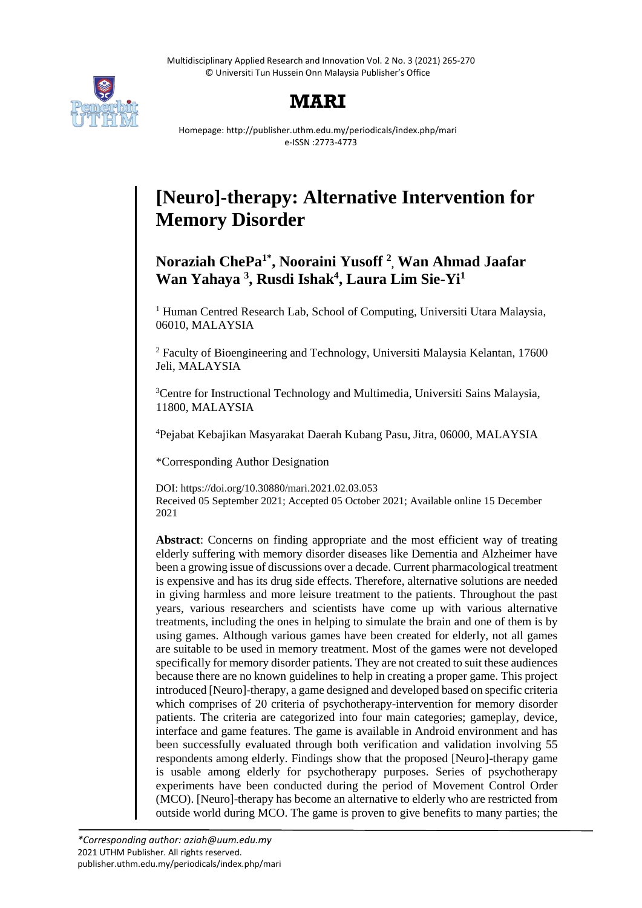# [Neuro]-therapy: Alternative Intervention for Memory Disorder

**Noraziah ChePa[1*], Nooraini Yusoff [2], Wan Ahmad Jaafar Wan Yahaya [3], Rusdi Ishak[4], Laura Lim Sie-Yi[1]**

[1] Human Centred Research Lab, School of Computing, Universiti Utara Malaysia, 06010, MALAYSIA

[2] Faculty of Bioengineering and Technology, Universiti Malaysia Kelantan, 17600 Jeli, MALAYSIA

[3]Centre for Instructional Technology and Multimedia, Universiti Sains Malaysia, 11800, MALAYSIA

[4]Pejabat Kebajikan Masyarakat Daerah Kubang Pasu, Jitra, 06000, MALAYSIA

*Corresponding Author Designation

DOI: https://doi.org/10.30880/mari.2021.02.03.053
Received 05 September 2021; Accepted 05 October 2021; Available online 15 December 2021

**Abstract**: Concerns on finding appropriate and the most efficient way of treating elderly suffering with memory disorder diseases like Dementia and Alzheimer have been a growing issue of discussions over a decade. Current pharmacological treatment is expensive and has its drug side effects. Therefore, alternative solutions are needed in giving harmless and more leisure treatment to the patients. Throughout the past years, various researchers and scientists have come up with various alternative treatments, including the ones in helping to simulate the brain and one of them is by using games. Although various games have been created for elderly, not all games are suitable to be used in memory treatment. Most of the games were not developed specifically for memory disorder patients. They are not created to suit these audiences because there are no known guidelines to help in creating a proper game. This project introduced [Neuro]-therapy, a game designed and developed based on specific criteria which comprises of 20 criteria of psychotherapy-intervention for memory disorder patients. The criteria are categorized into four main categories; gameplay, device, interface and game features. The game is available in Android environment and has been successfully evaluated through both verification and validation involving 55 respondents among elderly. Findings show that the proposed [Neuro]-therapy game is usable among elderly for psychotherapy purposes. Series of psychotherapy experiments have been conducted during the period of Movement Control Order (MCO). [Neuro]-therapy has become an alternative to elderly who are restricted from outside world during MCO. The game is proven to give benefits to many parties; the

*Corresponding author: aziah@uum.edu.my*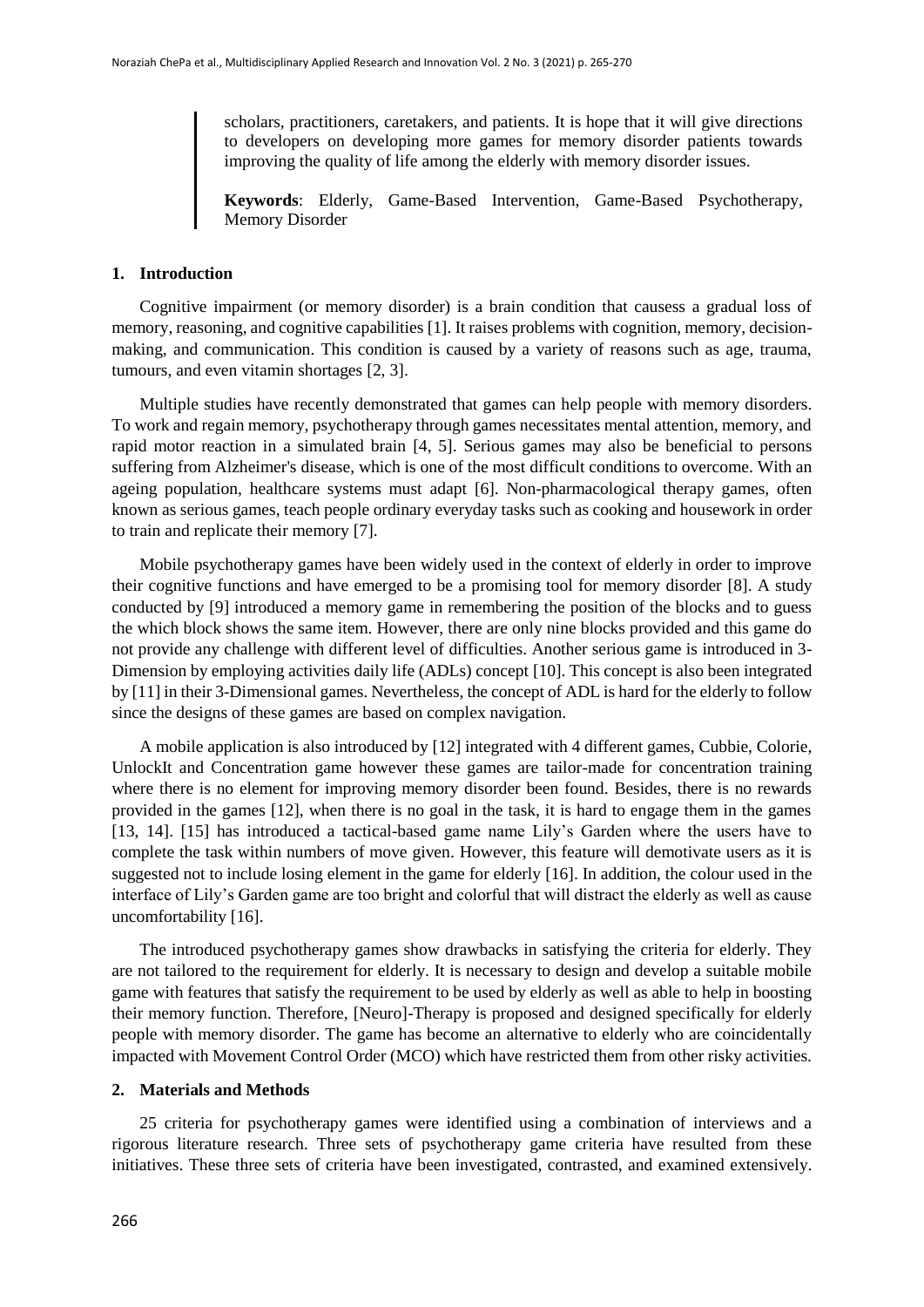scholars, practitioners, caretakers, and patients. It is hope that it will give directions to developers on developing more games for memory disorder patients towards improving the quality of life among the elderly with memory disorder issues.

**Keywords**: Elderly, Game-Based Intervention, Game-Based Psychotherapy, Memory Disorder

## 1. Introduction

Cognitive impairment (or memory disorder) is a brain condition that causess a gradual loss of memory, reasoning, and cognitive capabilities [1]. It raises problems with cognition, memory, decision-making, and communication. This condition is caused by a variety of reasons such as age, trauma, tumours, and even vitamin shortages [2, 3].

Multiple studies have recently demonstrated that games can help people with memory disorders. To work and regain memory, psychotherapy through games necessitates mental attention, memory, and rapid motor reaction in a simulated brain [4, 5]. Serious games may also be beneficial to persons suffering from Alzheimer's disease, which is one of the most difficult conditions to overcome. With an ageing population, healthcare systems must adapt [6]. Non-pharmacological therapy games, often known as serious games, teach people ordinary everyday tasks such as cooking and housework in order to train and replicate their memory [7].

Mobile psychotherapy games have been widely used in the context of elderly in order to improve their cognitive functions and have emerged to be a promising tool for memory disorder [8]. A study conducted by [9] introduced a memory game in remembering the position of the blocks and to guess the which block shows the same item. However, there are only nine blocks provided and this game do not provide any challenge with different level of difficulties. Another serious game is introduced in 3-Dimension by employing activities daily life (ADLs) concept [10]. This concept is also been integrated by [11] in their 3-Dimensional games. Nevertheless, the concept of ADL is hard for the elderly to follow since the designs of these games are based on complex navigation.

A mobile application is also introduced by [12] integrated with 4 different games, Cubbie, Colorie, UnlockIt and Concentration game however these games are tailor-made for concentration training where there is no element for improving memory disorder been found. Besides, there is no rewards provided in the games [12], when there is no goal in the task, it is hard to engage them in the games [13, 14]. [15] has introduced a tactical-based game name Lily's Garden where the users have to complete the task within numbers of move given. However, this feature will demotivate users as it is suggested not to include losing element in the game for elderly [16]. In addition, the colour used in the interface of Lily's Garden game are too bright and colorful that will distract the elderly as well as cause uncomfortability [16].

The introduced psychotherapy games show drawbacks in satisfying the criteria for elderly. They are not tailored to the requirement for elderly. It is necessary to design and develop a suitable mobile game with features that satisfy the requirement to be used by elderly as well as able to help in boosting their memory function. Therefore, [Neuro]-Therapy is proposed and designed specifically for elderly people with memory disorder. The game has become an alternative to elderly who are coincidentally impacted with Movement Control Order (MCO) which have restricted them from other risky activities.

## 2. Materials and Methods

25 criteria for psychotherapy games were identified using a combination of interviews and a rigorous literature research. Three sets of psychotherapy game criteria have resulted from these initiatives. These three sets of criteria have been investigated, contrasted, and examined extensively.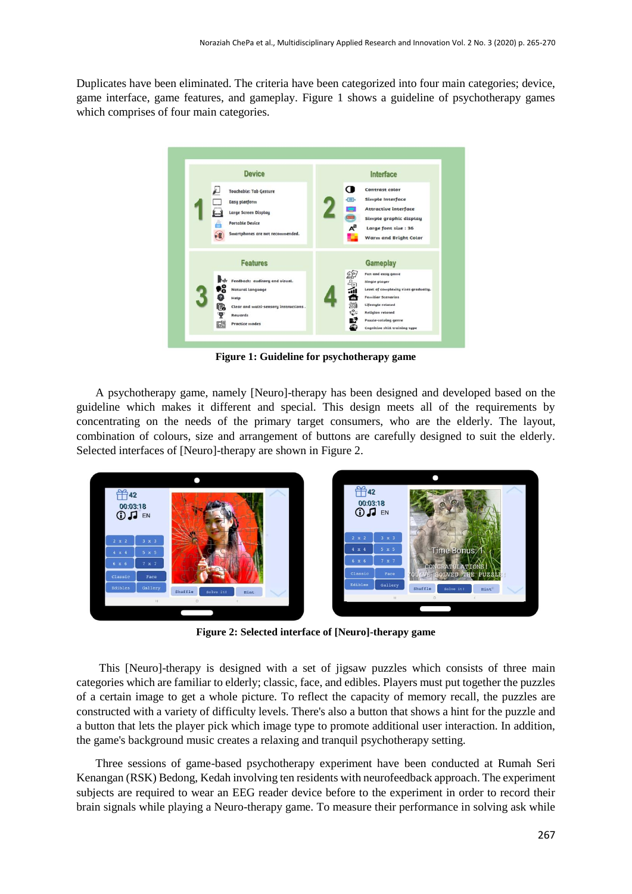Duplicates have been eliminated. The criteria have been categorized into four main categories; device, game interface, game features, and gameplay. Figure 1 shows a guideline of psychotherapy games which comprises of four main categories.

**Figure 1: Guideline for psychotherapy game**

A psychotherapy game, namely [Neuro]-therapy has been designed and developed based on the guideline which makes it different and special. This design meets all of the requirements by concentrating on the needs of the primary target consumers, who are the elderly. The layout, combination of colours, size and arrangement of buttons are carefully designed to suit the elderly. Selected interfaces of [Neuro]-therapy are shown in Figure 2.

**Figure 2: Selected interface of [Neuro]-therapy game**

This [Neuro]-therapy is designed with a set of jigsaw puzzles which consists of three main categories which are familiar to elderly; classic, face, and edibles. Players must put together the puzzles of a certain image to get a whole picture. To reflect the capacity of memory recall, the puzzles are constructed with a variety of difficulty levels. There's also a button that shows a hint for the puzzle and a button that lets the player pick which image type to promote additional user interaction. In addition, the game's background music creates a relaxing and tranquil psychotherapy setting.

Three sessions of game-based psychotherapy experiment have been conducted at Rumah Seri Kenangan (RSK) Bedong, Kedah involving ten residents with neurofeedback approach. The experiment subjects are required to wear an EEG reader device before to the experiment in order to record their brain signals while playing a Neuro-therapy game. To measure their performance in solving ask while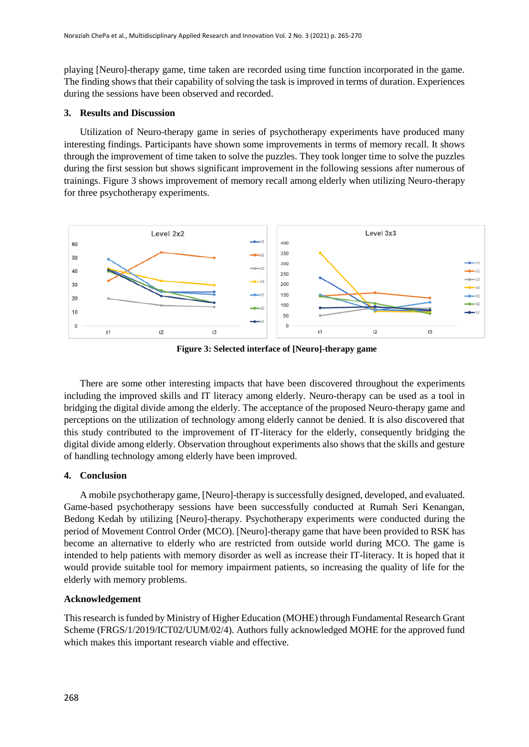playing [Neuro]-therapy game, time taken are recorded using time function incorporated in the game. The finding shows that their capability of solving the task is improved in terms of duration. Experiences during the sessions have been observed and recorded.

## 3. Results and Discussion

Utilization of Neuro-therapy game in series of psychotherapy experiments have produced many interesting findings. Participants have shown some improvements in terms of memory recall. It shows through the improvement of time taken to solve the puzzles. They took longer time to solve the puzzles during the first session but shows significant improvement in the following sessions after numerous of trainings. Figure 3 shows improvement of memory recall among elderly when utilizing Neuro-therapy for three psychotherapy experiments.

**Figure 3: Selected interface of [Neuro]-therapy game**

There are some other interesting impacts that have been discovered throughout the experiments including the improved skills and IT literacy among elderly. Neuro-therapy can be used as a tool in bridging the digital divide among the elderly. The acceptance of the proposed Neuro-therapy game and perceptions on the utilization of technology among elderly cannot be denied. It is also discovered that this study contributed to the improvement of IT-literacy for the elderly, consequently bridging the digital divide among elderly. Observation throughout experiments also shows that the skills and gesture of handling technology among elderly have been improved.

## 4. Conclusion

A mobile psychotherapy game, [Neuro]-therapy is successfully designed, developed, and evaluated. Game-based psychotherapy sessions have been successfully conducted at Rumah Seri Kenangan, Bedong Kedah by utilizing [Neuro]-therapy. Psychotherapy experiments were conducted during the period of Movement Control Order (MCO). [Neuro]-therapy game that have been provided to RSK has become an alternative to elderly who are restricted from outside world during MCO. The game is intended to help patients with memory disorder as well as increase their IT-literacy. It is hoped that it would provide suitable tool for memory impairment patients, so increasing the quality of life for the elderly with memory problems.

## Acknowledgement

This research is funded by Ministry of Higher Education (MOHE) through Fundamental Research Grant Scheme (FRGS/1/2019/ICT02/UUM/02/4). Authors fully acknowledged MOHE for the approved fund which makes this important research viable and effective.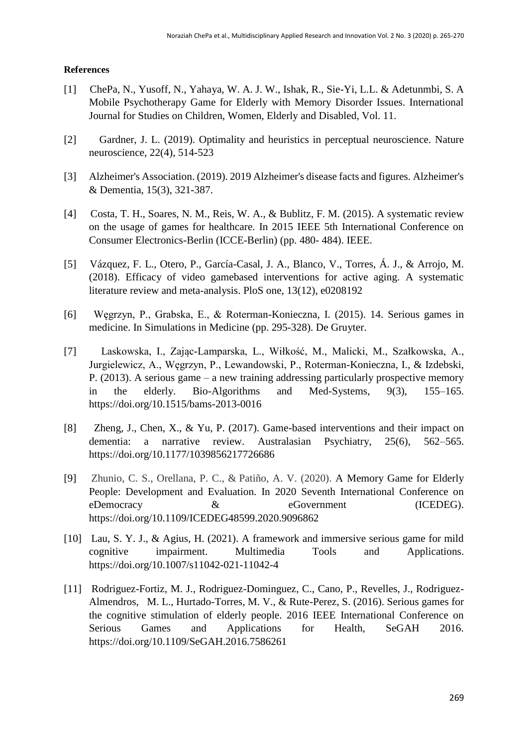**References**

[1] ChePa, N., Yusoff, N., Yahaya, W. A. J. W., Ishak, R., Sie-Yi, L.L. & Adetunmbi, S. A Mobile Psychotherapy Game for Elderly with Memory Disorder Issues. International Journal for Studies on Children, Women, Elderly and Disabled, Vol. 11.

[2] Gardner, J. L. (2019). Optimality and heuristics in perceptual neuroscience. Nature neuroscience, 22(4), 514-523

[3] Alzheimer's Association. (2019). 2019 Alzheimer's disease facts and figures. Alzheimer's & Dementia, 15(3), 321-387.

[4] Costa, T. H., Soares, N. M., Reis, W. A., & Bublitz, F. M. (2015). A systematic review on the usage of games for healthcare. In 2015 IEEE 5th International Conference on Consumer Electronics-Berlin (ICCE-Berlin) (pp. 480- 484). IEEE.

[5] Vázquez, F. L., Otero, P., García-Casal, J. A., Blanco, V., Torres, Á. J., & Arrojo, M. (2018). Efficacy of video gamebased interventions for active aging. A systematic literature review and meta-analysis. PloS one, 13(12), e0208192

[6] Węgrzyn, P., Grabska, E., & Roterman-Konieczna, I. (2015). 14. Serious games in medicine. In Simulations in Medicine (pp. 295-328). De Gruyter.

[7] Laskowska, I., Zając-Lamparska, L., Wiłkość, M., Malicki, M., Szałkowska, A., Jurgielewicz, A., Węgrzyn, P., Lewandowski, P., Roterman-Konieczna, I., & Izdebski, P. (2013). A serious game – a new training addressing particularly prospective memory in the elderly. Bio-Algorithms and Med-Systems, 9(3), 155–165. https://doi.org/10.1515/bams-2013-0016

[8] Zheng, J., Chen, X., & Yu, P. (2017). Game-based interventions and their impact on dementia: a narrative review. Australasian Psychiatry, 25(6), 562–565. https://doi.org/10.1177/1039856217726686

[9] Zhunio, C. S., Orellana, P. C., & Patiño, A. V. (2020). A Memory Game for Elderly People: Development and Evaluation. In 2020 Seventh International Conference on eDemocracy & eGovernment (ICEDEG). https://doi.org/10.1109/ICEDEG48599.2020.9096862

[10] Lau, S. Y. J., & Agius, H. (2021). A framework and immersive serious game for mild cognitive impairment. Multimedia Tools and Applications. https://doi.org/10.1007/s11042-021-11042-4

[11] Rodriguez-Fortiz, M. J., Rodriguez-Dominguez, C., Cano, P., Revelles, J., Rodriguez-Almendros, M. L., Hurtado-Torres, M. V., & Rute-Perez, S. (2016). Serious games for the cognitive stimulation of elderly people. 2016 IEEE International Conference on Serious Games and Applications for Health, SeGAH 2016. https://doi.org/10.1109/SeGAH.2016.7586261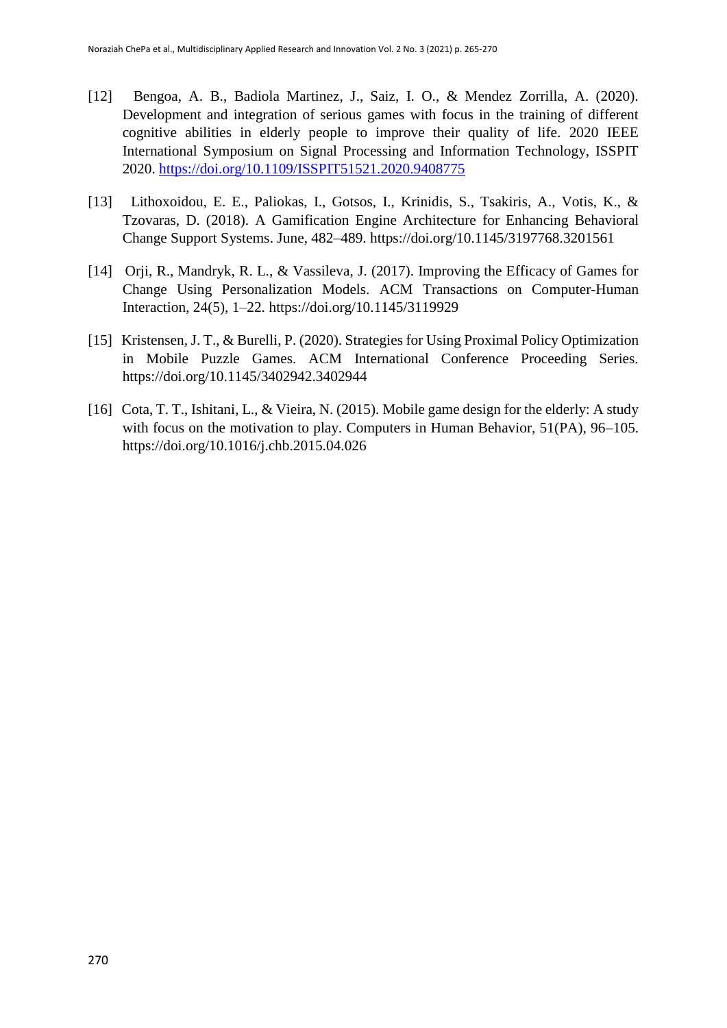[12] Bengoa, A. B., Badiola Martinez, J., Saiz, I. O., & Mendez Zorrilla, A. (2020). Development and integration of serious games with focus in the training of different cognitive abilities in elderly people to improve their quality of life. 2020 IEEE International Symposium on Signal Processing and Information Technology, ISSPIT 2020. https://doi.org/10.1109/ISSPIT51521.2020.9408775

[13] Lithoxoidou, E. E., Paliokas, I., Gotsos, I., Krinidis, S., Tsakiris, A., Votis, K., & Tzovaras, D. (2018). A Gamification Engine Architecture for Enhancing Behavioral Change Support Systems. June, 482–489. https://doi.org/10.1145/3197768.3201561

[14] Orji, R., Mandryk, R. L., & Vassileva, J. (2017). Improving the Efficacy of Games for Change Using Personalization Models. ACM Transactions on Computer-Human Interaction, 24(5), 1–22. https://doi.org/10.1145/3119929

[15] Kristensen, J. T., & Burelli, P. (2020). Strategies for Using Proximal Policy Optimization in Mobile Puzzle Games. ACM International Conference Proceeding Series. https://doi.org/10.1145/3402942.3402944

[16] Cota, T. T., Ishitani, L., & Vieira, N. (2015). Mobile game design for the elderly: A study with focus on the motivation to play. Computers in Human Behavior, 51(PA), 96–105. https://doi.org/10.1016/j.chb.2015.04.026